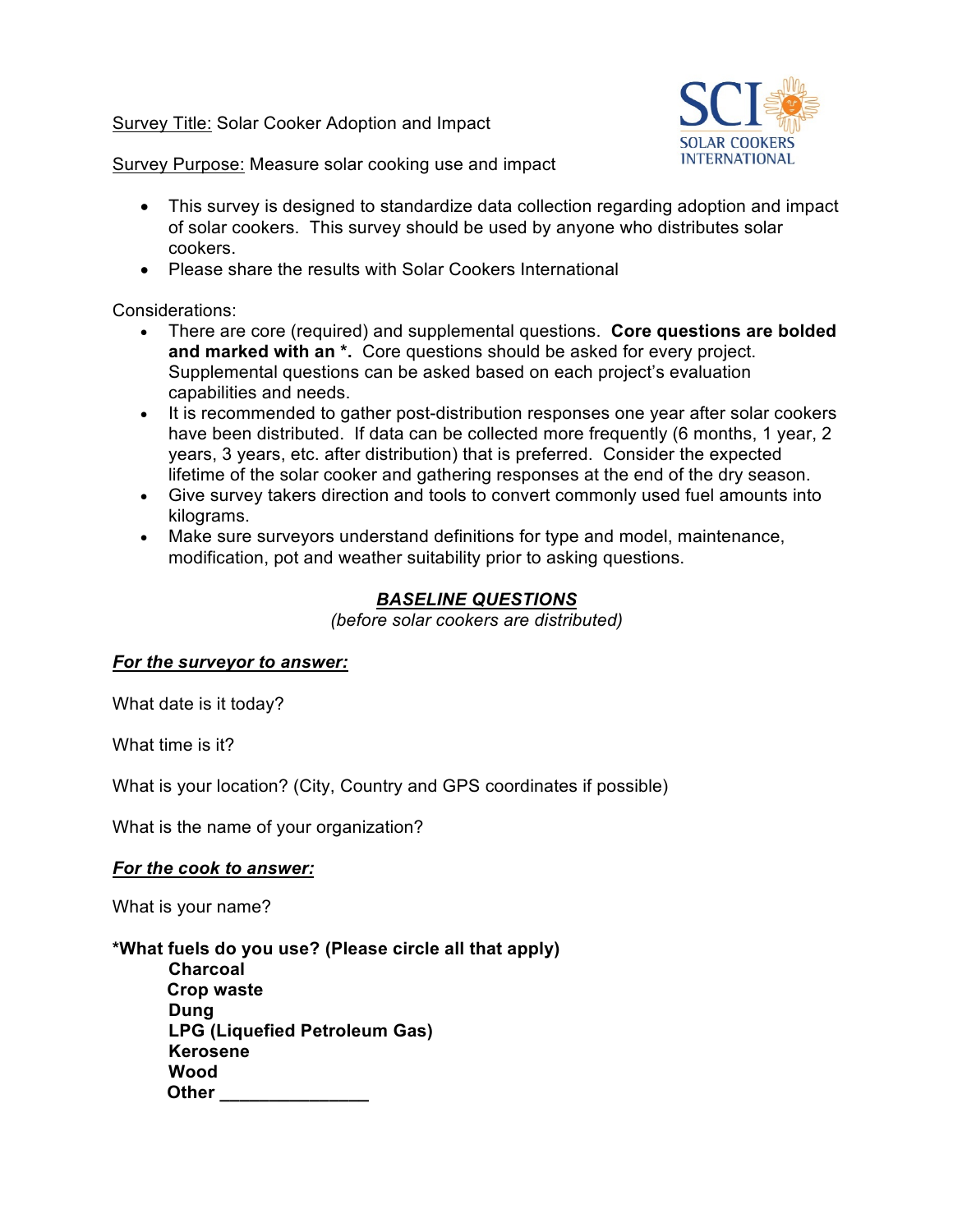Survey Title: Solar Cooker Adoption and Impact

Survey Purpose: Measure solar cooking use and impact

- This survey is designed to standardize data collection regarding adoption and impact of solar cookers. This survey should be used by anyone who distributes solar cookers.
- Please share the results with Solar Cookers International

Considerations:

- There are core (required) and supplemental questions. **Core questions are bolded and marked with an *.** Core questions should be asked for every project. Supplemental questions can be asked based on each project's evaluation capabilities and needs.
- It is recommended to gather post-distribution responses one year after solar cookers have been distributed. If data can be collected more frequently (6 months, 1 year, 2 years, 3 years, etc. after distribution) that is preferred. Consider the expected lifetime of the solar cooker and gathering responses at the end of the dry season.
- Give survey takers direction and tools to convert commonly used fuel amounts into kilograms.
- Make sure surveyors understand definitions for type and model, maintenance, modification, pot and weather suitability prior to asking questions.

## ***BASELINE QUESTIONS***

*(before solar cookers are distributed)*

### ***For the surveyor to answer:***

What date is it today?

What time is it?

What is your location? (City, Country and GPS coordinates if possible)

What is the name of your organization?

### ***For the cook to answer:***

What is your name?

**\*What fuels do you use? (Please circle all that apply)**

- **Charcoal**
- **Crop waste**
- **Dung**
- **LPG (Liquefied Petroleum Gas)**
- **Kerosene**
- **Wood**
- **Other _______________**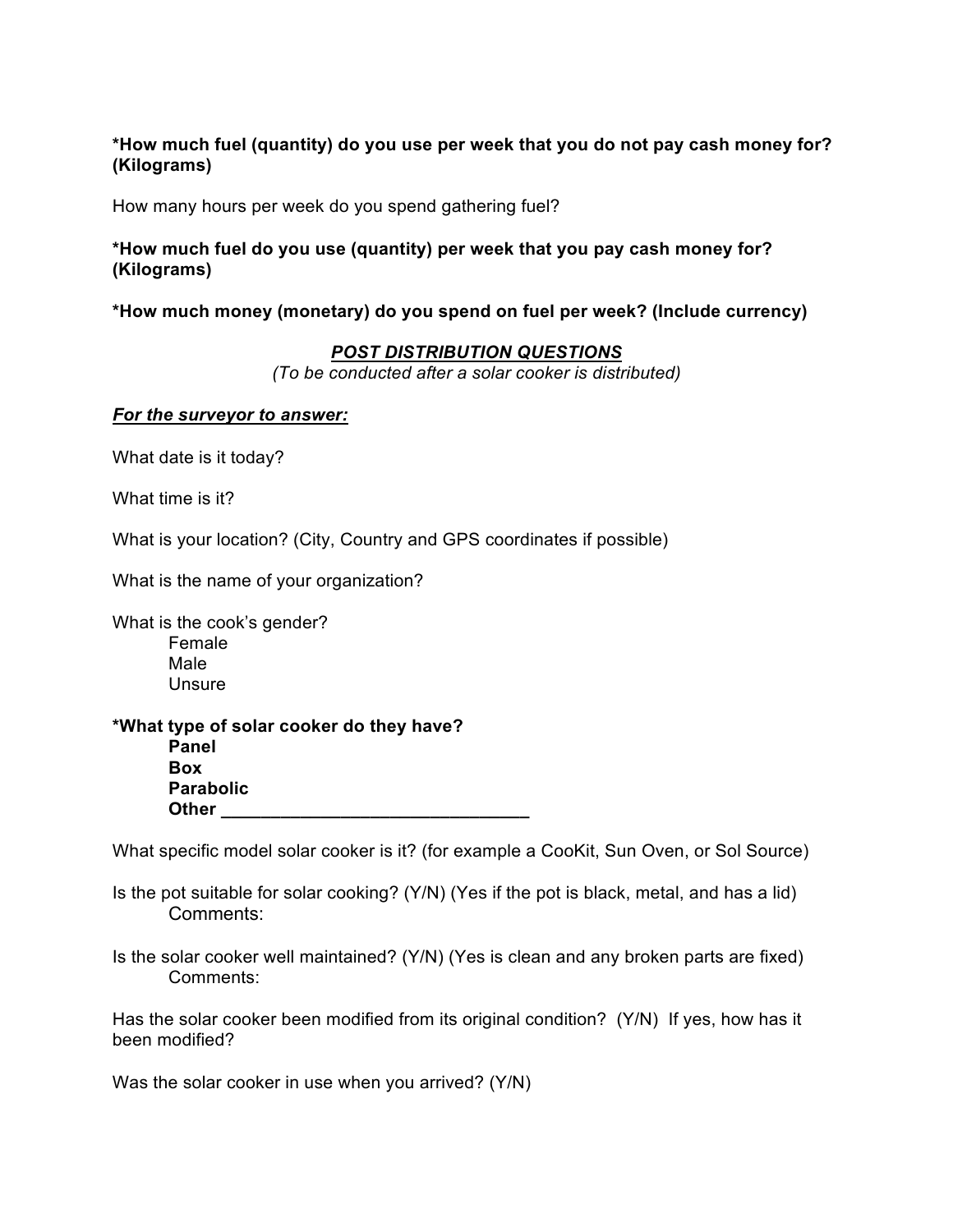**\*How much fuel (quantity) do you use per week that you do not pay cash money for? (Kilograms)**

How many hours per week do you spend gathering fuel?

**\*How much fuel do you use (quantity) per week that you pay cash money for? (Kilograms)**

**\*How much money (monetary) do you spend on fuel per week? (Include currency)**

## ***POST DISTRIBUTION QUESTIONS***

*(To be conducted after a solar cooker is distributed)*

***For the surveyor to answer:***

What date is it today?

What time is it?

What is your location? (City, Country and GPS coordinates if possible)

What is the name of your organization?

What is the cook's gender?

- Female
- Male
- Unsure

**\*What type of solar cooker do they have?**

- **Panel**
- **Box**
- **Parabolic**
- **Other \_\_\_\_\_\_\_\_\_\_\_\_\_\_\_\_\_\_\_\_\_\_\_\_\_\_\_\_\_\_\_\_**

What specific model solar cooker is it? (for example a CooKit, Sun Oven, or Sol Source)

Is the pot suitable for solar cooking? (Y/N) (Yes if the pot is black, metal, and has a lid)
Comments:

Is the solar cooker well maintained? (Y/N) (Yes is clean and any broken parts are fixed)
Comments:

Has the solar cooker been modified from its original condition? (Y/N) If yes, how has it been modified?

Was the solar cooker in use when you arrived? (Y/N)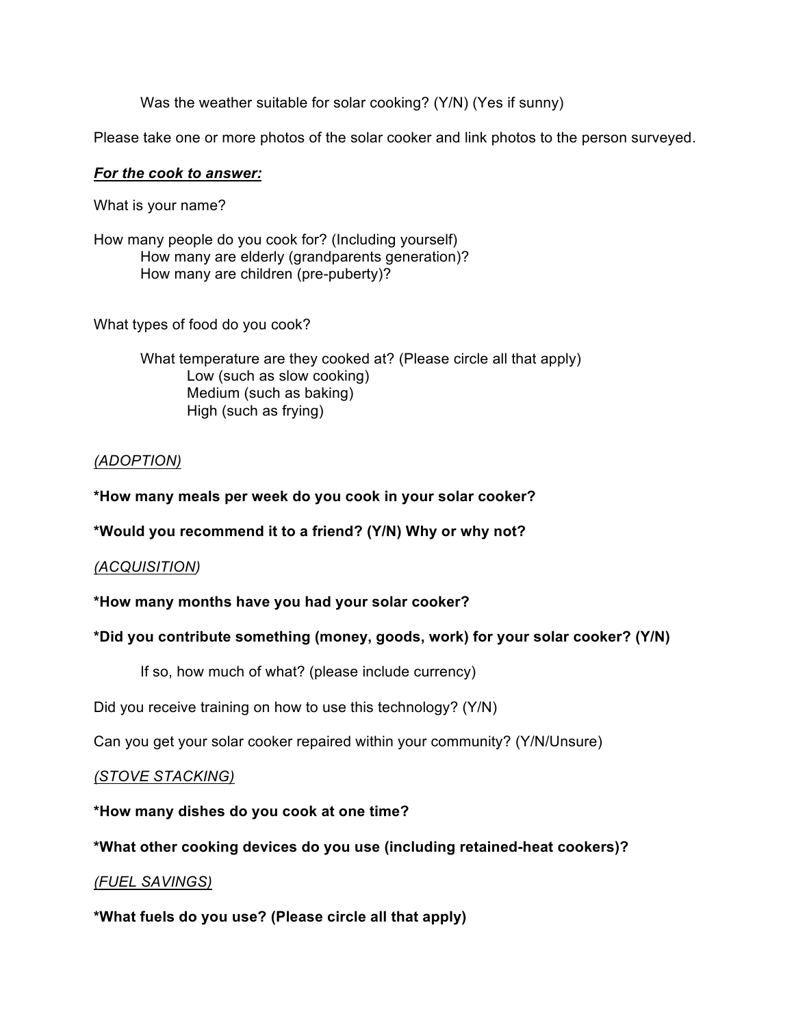Was the weather suitable for solar cooking? (Y/N) (Yes if sunny)

Please take one or more photos of the solar cooker and link photos to the person surveyed.

***For the cook to answer:***

What is your name?

How many people do you cook for? (Including yourself)
  How many are elderly (grandparents generation)?
  How many are children (pre-puberty)?

What types of food do you cook?

  What temperature are they cooked at? (Please circle all that apply)
    Low (such as slow cooking)
    Medium (such as baking)
    High (such as frying)

*(ADOPTION)*

**\*How many meals per week do you cook in your solar cooker?**

**\*Would you recommend it to a friend? (Y/N) Why or why not?**

*(ACQUISITION)*

**\*How many months have you had your solar cooker?**

**\*Did you contribute something (money, goods, work) for your solar cooker? (Y/N)**

  If so, how much of what? (please include currency)

Did you receive training on how to use this technology? (Y/N)

Can you get your solar cooker repaired within your community? (Y/N/Unsure)

*(STOVE STACKING)*

**\*How many dishes do you cook at one time?**

**\*What other cooking devices do you use (including retained-heat cookers)?**

*(FUEL SAVINGS)*

**\*What fuels do you use? (Please circle all that apply)**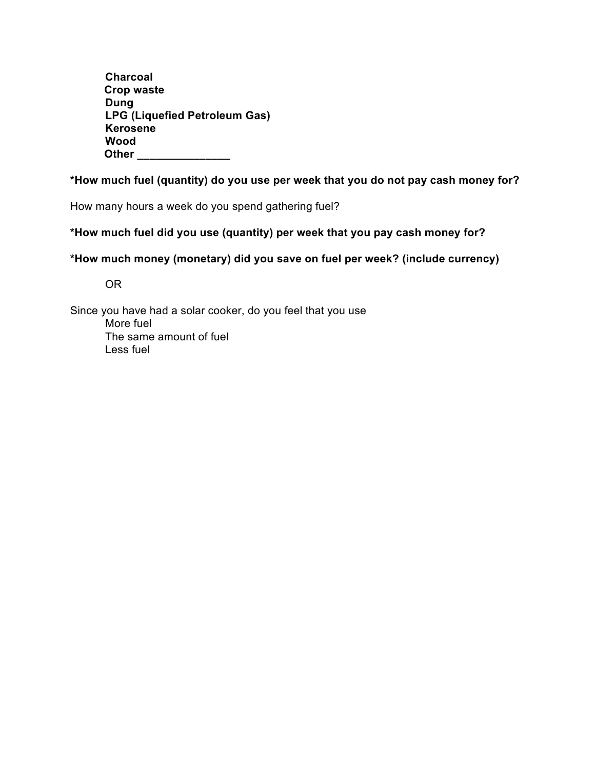**Charcoal**
**Crop waste**
**Dung**
**LPG (Liquefied Petroleum Gas)**
**Kerosene**
**Wood**
**Other _______________**

**\*How much fuel (quantity) do you use per week that you do not pay cash money for?**

How many hours a week do you spend gathering fuel?

**\*How much fuel did you use (quantity) per week that you pay cash money for?**

**\*How much money (monetary) did you save on fuel per week? (include currency)**

OR

Since you have had a solar cooker, do you feel that you use
More fuel
The same amount of fuel
Less fuel